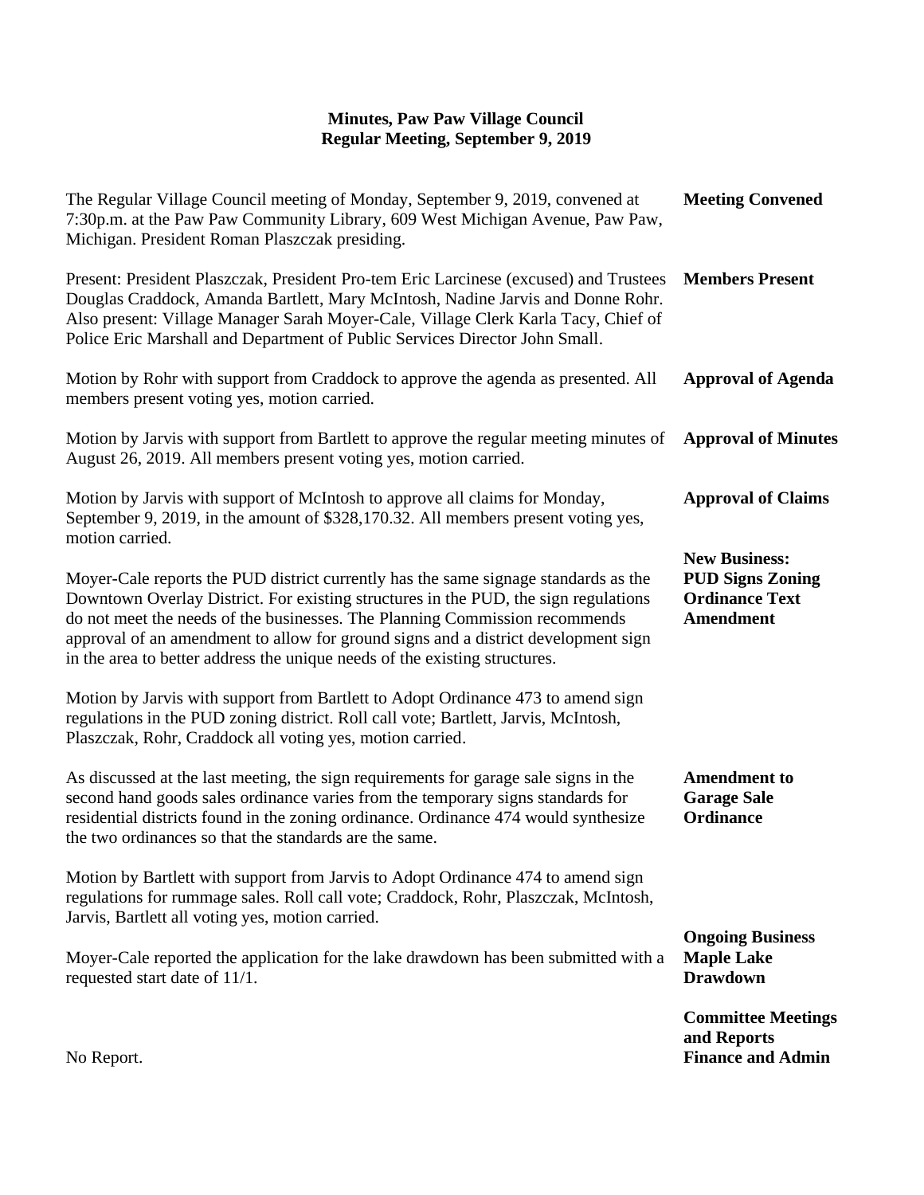# Minutes, Paw Paw Village Council
## Regular Meeting, September 9, 2019

**Meeting Convened**

The Regular Village Council meeting of Monday, September 9, 2019, convened at 7:30p.m. at the Paw Paw Community Library, 609 West Michigan Avenue, Paw Paw, Michigan. President Roman Plaszczak presiding.

**Members Present**

Present: President Plaszczak, President Pro-tem Eric Larcinese (excused) and Trustees Douglas Craddock, Amanda Bartlett, Mary McIntosh, Nadine Jarvis and Donne Rohr. Also present: Village Manager Sarah Moyer-Cale, Village Clerk Karla Tacy, Chief of Police Eric Marshall and Department of Public Services Director John Small.

**Approval of Agenda**

Motion by Rohr with support from Craddock to approve the agenda as presented. All members present voting yes, motion carried.

**Approval of Minutes**

Motion by Jarvis with support from Bartlett to approve the regular meeting minutes of August 26, 2019. All members present voting yes, motion carried.

**Approval of Claims**

Motion by Jarvis with support of McIntosh to approve all claims for Monday, September 9, 2019, in the amount of $328,170.32. All members present voting yes, motion carried.

**New Business: PUD Signs Zoning Ordinance Text Amendment**

Moyer-Cale reports the PUD district currently has the same signage standards as the Downtown Overlay District. For existing structures in the PUD, the sign regulations do not meet the needs of the businesses. The Planning Commission recommends approval of an amendment to allow for ground signs and a district development sign in the area to better address the unique needs of the existing structures.

Motion by Jarvis with support from Bartlett to Adopt Ordinance 473 to amend sign regulations in the PUD zoning district. Roll call vote; Bartlett, Jarvis, McIntosh, Plaszczak, Rohr, Craddock all voting yes, motion carried.

**Amendment to Garage Sale Ordinance**

As discussed at the last meeting, the sign requirements for garage sale signs in the second hand goods sales ordinance varies from the temporary signs standards for residential districts found in the zoning ordinance. Ordinance 474 would synthesize the two ordinances so that the standards are the same.

Motion by Bartlett with support from Jarvis to Adopt Ordinance 474 to amend sign regulations for rummage sales. Roll call vote; Craddock, Rohr, Plaszczak, McIntosh, Jarvis, Bartlett all voting yes, motion carried.

**Ongoing Business Maple Lake Drawdown**

Moyer-Cale reported the application for the lake drawdown has been submitted with a requested start date of 11/1.

**Committee Meetings and Reports**

**Finance and Admin**

No Report.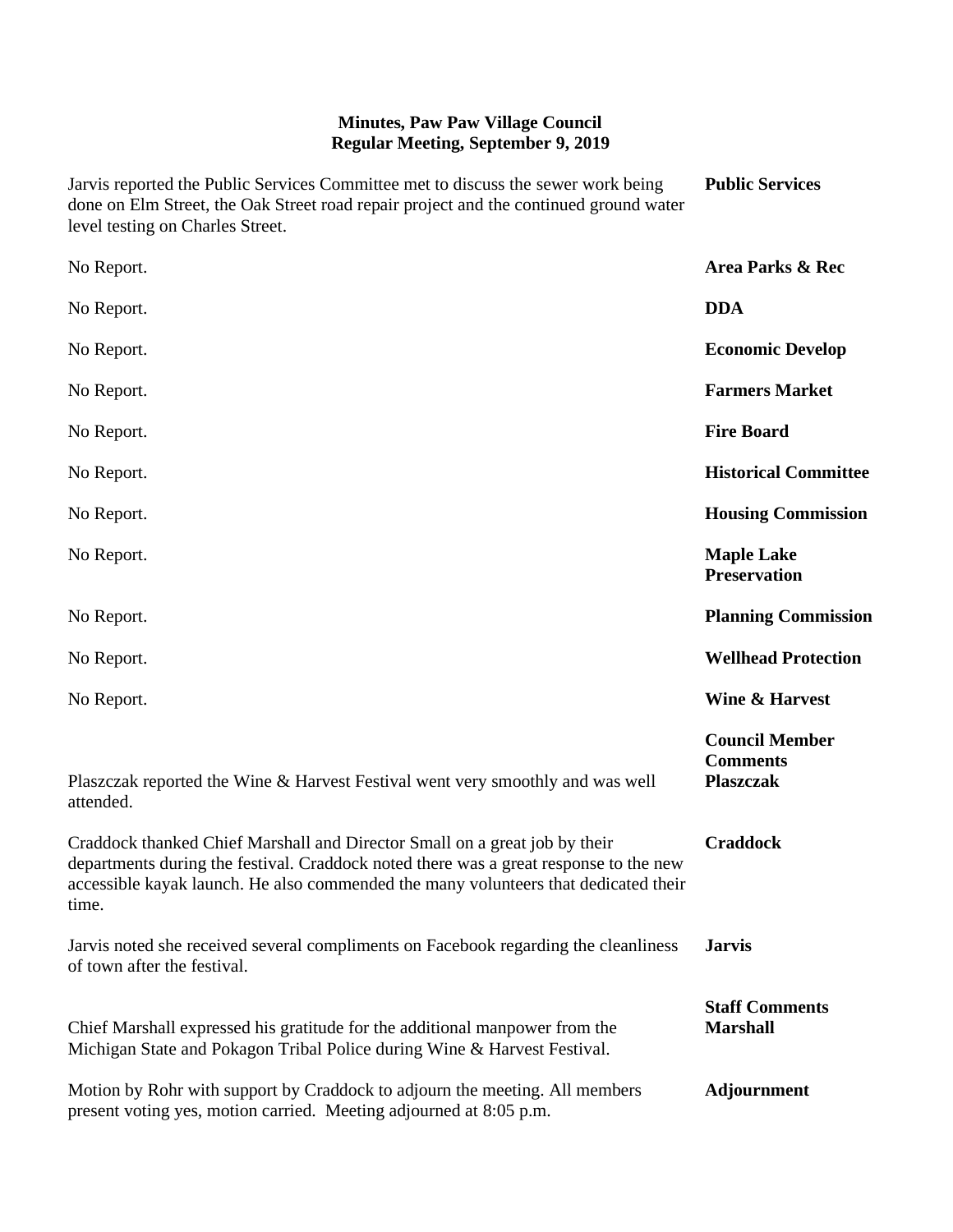**Minutes, Paw Paw Village Council**
**Regular Meeting, September 9, 2019**

**Public Services**

Jarvis reported the Public Services Committee met to discuss the sewer work being done on Elm Street, the Oak Street road repair project and the continued ground water level testing on Charles Street.

**Area Parks & Rec**

No Report.

**DDA**

No Report.

**Economic Develop**

No Report.

**Farmers Market**

No Report.

**Fire Board**

No Report.

**Historical Committee**

No Report.

**Housing Commission**

No Report.

**Maple Lake Preservation**

No Report.

**Planning Commission**

No Report.

**Wellhead Protection**

No Report.

**Wine & Harvest**

No Report.

**Council Member Comments**

**Plaszczak**

Plaszczak reported the Wine & Harvest Festival went very smoothly and was well attended.

**Craddock**

Craddock thanked Chief Marshall and Director Small on a great job by their departments during the festival. Craddock noted there was a great response to the new accessible kayak launch. He also commended the many volunteers that dedicated their time.

**Jarvis**

Jarvis noted she received several compliments on Facebook regarding the cleanliness of town after the festival.

**Staff Comments**

**Marshall**

Chief Marshall expressed his gratitude for the additional manpower from the Michigan State and Pokagon Tribal Police during Wine & Harvest Festival.

**Adjournment**

Motion by Rohr with support by Craddock to adjourn the meeting. All members present voting yes, motion carried. Meeting adjourned at 8:05 p.m.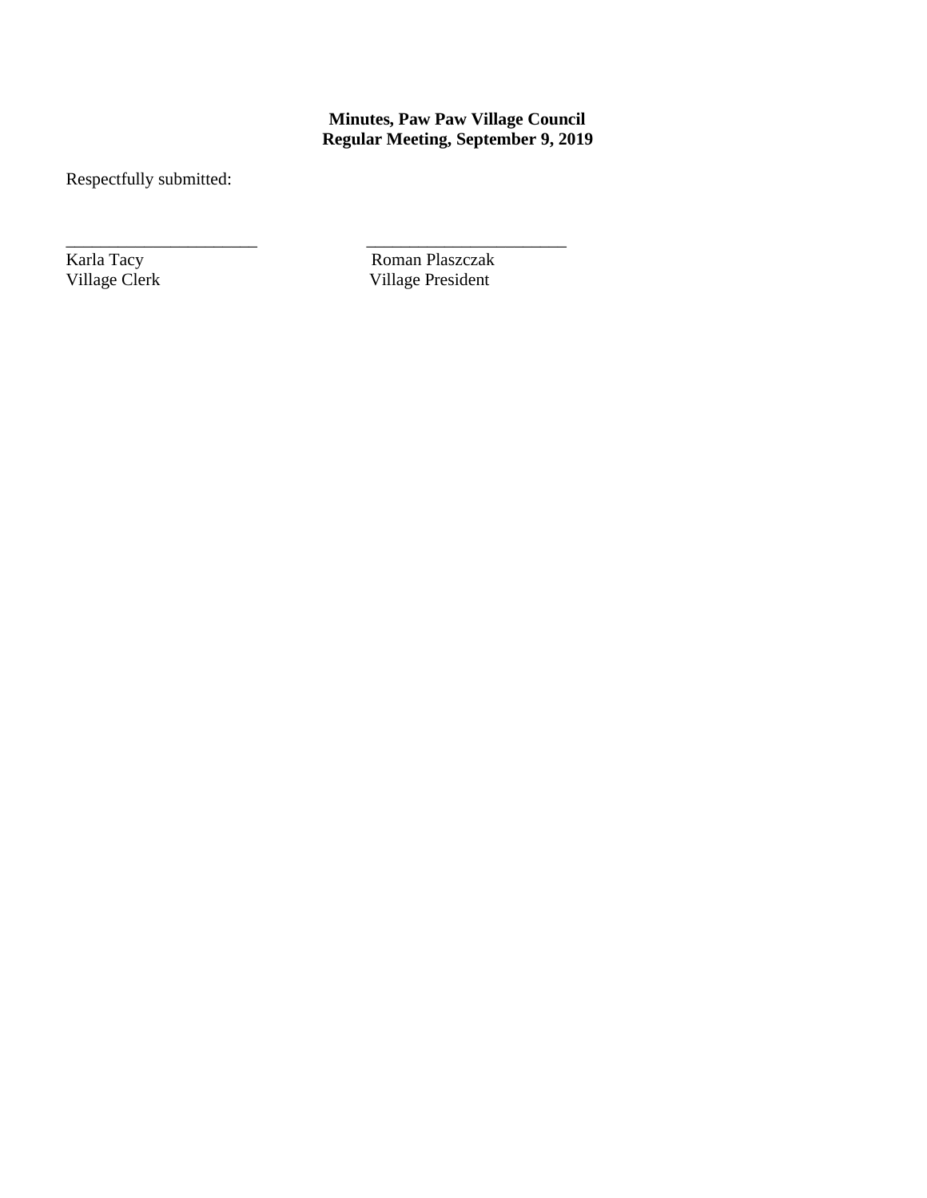**Minutes, Paw Paw Village Council**
**Regular Meeting, September 9, 2019**

Respectfully submitted:

| | |
|---|---|
| ______________________ | ______________________ |
| Karla Tacy | Roman Plaszczak |
| Village Clerk | Village President |